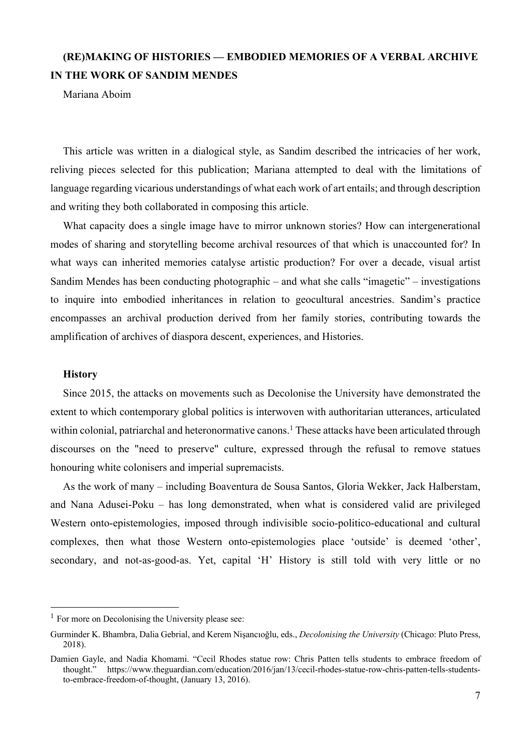# (RE)MAKING OF HISTORIES — EMBODIED MEMORIES OF A VERBAL ARCHIVE IN THE WORK OF SANDIM MENDES

Mariana Aboim

This article was written in a dialogical style, as Sandim described the intricacies of her work, reliving pieces selected for this publication; Mariana attempted to deal with the limitations of language regarding vicarious understandings of what each work of art entails; and through description and writing they both collaborated in composing this article.

What capacity does a single image have to mirror unknown stories? How can intergenerational modes of sharing and storytelling become archival resources of that which is unaccounted for? In what ways can inherited memories catalyse artistic production? For over a decade, visual artist Sandim Mendes has been conducting photographic – and what she calls "imagetic" – investigations to inquire into embodied inheritances in relation to geocultural ancestries. Sandim's practice encompasses an archival production derived from her family stories, contributing towards the amplification of archives of diaspora descent, experiences, and Histories.

## History

Since 2015, the attacks on movements such as Decolonise the University have demonstrated the extent to which contemporary global politics is interwoven with authoritarian utterances, articulated within colonial, patriarchal and heteronormative canons.[1] These attacks have been articulated through discourses on the "need to preserve" culture, expressed through the refusal to remove statues honouring white colonisers and imperial supremacists.

As the work of many – including Boaventura de Sousa Santos, Gloria Wekker, Jack Halberstam, and Nana Adusei-Poku – has long demonstrated, when what is considered valid are privileged Western onto-epistemologies, imposed through indivisible socio-politico-educational and cultural complexes, then what those Western onto-epistemologies place 'outside' is deemed 'other', secondary, and not-as-good-as. Yet, capital 'H' History is still told with very little or no

---

[1] For more on Decolonising the University please see:

Gurminder K. Bhambra, Dalia Gebrial, and Kerem Nişancıoğlu, eds., *Decolonising the University* (Chicago: Pluto Press, 2018).

Damien Gayle, and Nadia Khomami. "Cecil Rhodes statue row: Chris Patten tells students to embrace freedom of thought." https://www.theguardian.com/education/2016/jan/13/cecil-rhodes-statue-row-chris-patten-tells-students-to-embrace-freedom-of-thought, (January 13, 2016).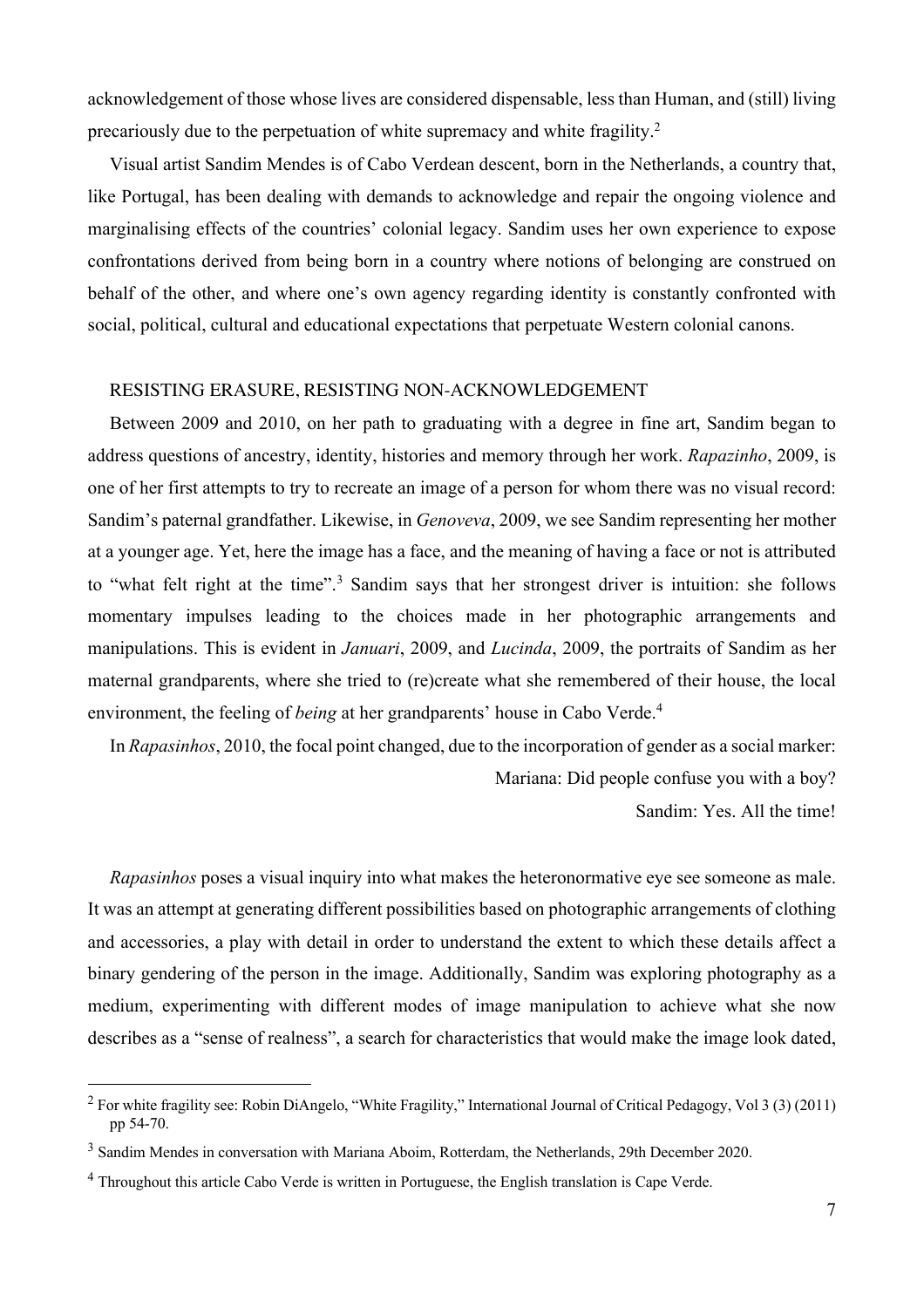acknowledgement of those whose lives are considered dispensable, less than Human, and (still) living precariously due to the perpetuation of white supremacy and white fragility.[2]

Visual artist Sandim Mendes is of Cabo Verdean descent, born in the Netherlands, a country that, like Portugal, has been dealing with demands to acknowledge and repair the ongoing violence and marginalising effects of the countries' colonial legacy. Sandim uses her own experience to expose confrontations derived from being born in a country where notions of belonging are construed on behalf of the other, and where one's own agency regarding identity is constantly confronted with social, political, cultural and educational expectations that perpetuate Western colonial canons.

## RESISTING ERASURE, RESISTING NON-ACKNOWLEDGEMENT

Between 2009 and 2010, on her path to graduating with a degree in fine art, Sandim began to address questions of ancestry, identity, histories and memory through her work. *Rapazinho*, 2009, is one of her first attempts to try to recreate an image of a person for whom there was no visual record: Sandim's paternal grandfather. Likewise, in *Genoveva*, 2009, we see Sandim representing her mother at a younger age. Yet, here the image has a face, and the meaning of having a face or not is attributed to "what felt right at the time".[3] Sandim says that her strongest driver is intuition: she follows momentary impulses leading to the choices made in her photographic arrangements and manipulations. This is evident in *Januari*, 2009, and *Lucinda*, 2009, the portraits of Sandim as her maternal grandparents, where she tried to (re)create what she remembered of their house, the local environment, the feeling of *being* at her grandparents' house in Cabo Verde.[4]

In *Rapasinhos*, 2010, the focal point changed, due to the incorporation of gender as a social marker:

Mariana: Did people confuse you with a boy?

Sandim: Yes. All the time!

*Rapasinhos* poses a visual inquiry into what makes the heteronormative eye see someone as male. It was an attempt at generating different possibilities based on photographic arrangements of clothing and accessories, a play with detail in order to understand the extent to which these details affect a binary gendering of the person in the image. Additionally, Sandim was exploring photography as a medium, experimenting with different modes of image manipulation to achieve what she now describes as a "sense of realness", a search for characteristics that would make the image look dated,

---

[2] For white fragility see: Robin DiAngelo, "White Fragility," International Journal of Critical Pedagogy, Vol 3 (3) (2011) pp 54-70.

[3] Sandim Mendes in conversation with Mariana Aboim, Rotterdam, the Netherlands, 29th December 2020.

[4] Throughout this article Cabo Verde is written in Portuguese, the English translation is Cape Verde.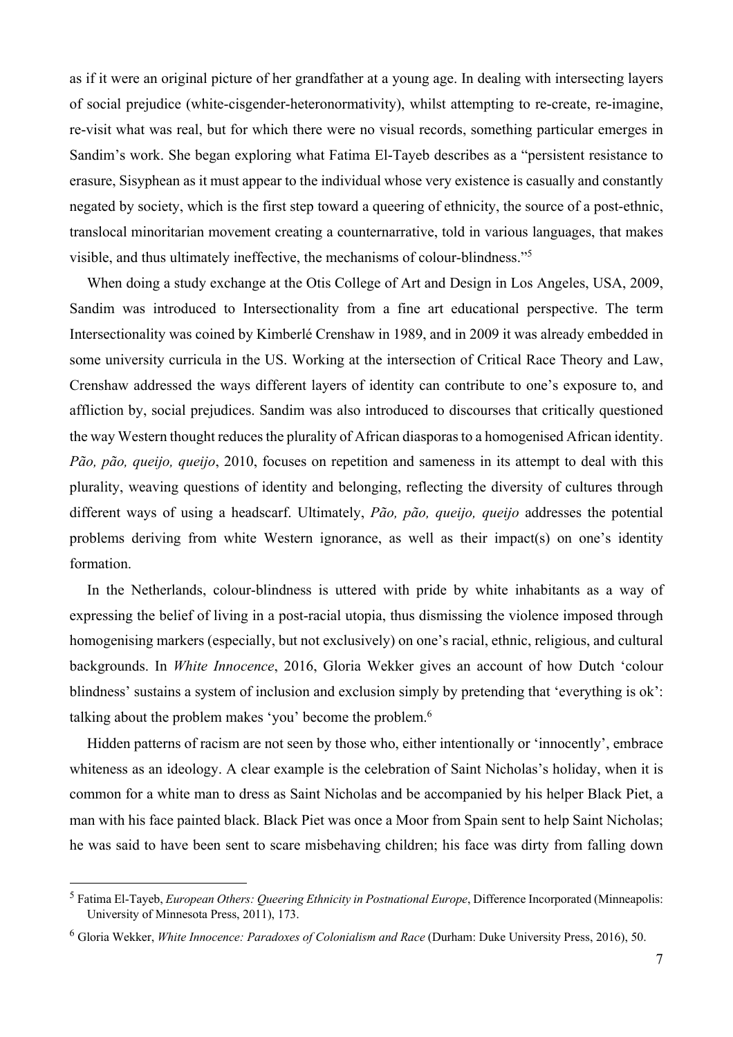as if it were an original picture of her grandfather at a young age. In dealing with intersecting layers of social prejudice (white-cisgender-heteronormativity), whilst attempting to re-create, re-imagine, re-visit what was real, but for which there were no visual records, something particular emerges in Sandim's work. She began exploring what Fatima El-Tayeb describes as a "persistent resistance to erasure, Sisyphean as it must appear to the individual whose very existence is casually and constantly negated by society, which is the first step toward a queering of ethnicity, the source of a post-ethnic, translocal minoritarian movement creating a counternarrative, told in various languages, that makes visible, and thus ultimately ineffective, the mechanisms of colour-blindness."[5]

When doing a study exchange at the Otis College of Art and Design in Los Angeles, USA, 2009, Sandim was introduced to Intersectionality from a fine art educational perspective. The term Intersectionality was coined by Kimberlé Crenshaw in 1989, and in 2009 it was already embedded in some university curricula in the US. Working at the intersection of Critical Race Theory and Law, Crenshaw addressed the ways different layers of identity can contribute to one's exposure to, and affliction by, social prejudices. Sandim was also introduced to discourses that critically questioned the way Western thought reduces the plurality of African diasporas to a homogenised African identity. *Pão, pão, queijo, queijo*, 2010, focuses on repetition and sameness in its attempt to deal with this plurality, weaving questions of identity and belonging, reflecting the diversity of cultures through different ways of using a headscarf. Ultimately, *Pão, pão, queijo, queijo* addresses the potential problems deriving from white Western ignorance, as well as their impact(s) on one's identity formation.

In the Netherlands, colour-blindness is uttered with pride by white inhabitants as a way of expressing the belief of living in a post-racial utopia, thus dismissing the violence imposed through homogenising markers (especially, but not exclusively) on one's racial, ethnic, religious, and cultural backgrounds. In *White Innocence*, 2016, Gloria Wekker gives an account of how Dutch 'colour blindness' sustains a system of inclusion and exclusion simply by pretending that 'everything is ok': talking about the problem makes 'you' become the problem.[6]

Hidden patterns of racism are not seen by those who, either intentionally or 'innocently', embrace whiteness as an ideology. A clear example is the celebration of Saint Nicholas's holiday, when it is common for a white man to dress as Saint Nicholas and be accompanied by his helper Black Piet, a man with his face painted black. Black Piet was once a Moor from Spain sent to help Saint Nicholas; he was said to have been sent to scare misbehaving children; his face was dirty from falling down

---

[5] Fatima El-Tayeb, *European Others: Queering Ethnicity in Postnational Europe*, Difference Incorporated (Minneapolis: University of Minnesota Press, 2011), 173.

[6] Gloria Wekker, *White Innocence: Paradoxes of Colonialism and Race* (Durham: Duke University Press, 2016), 50.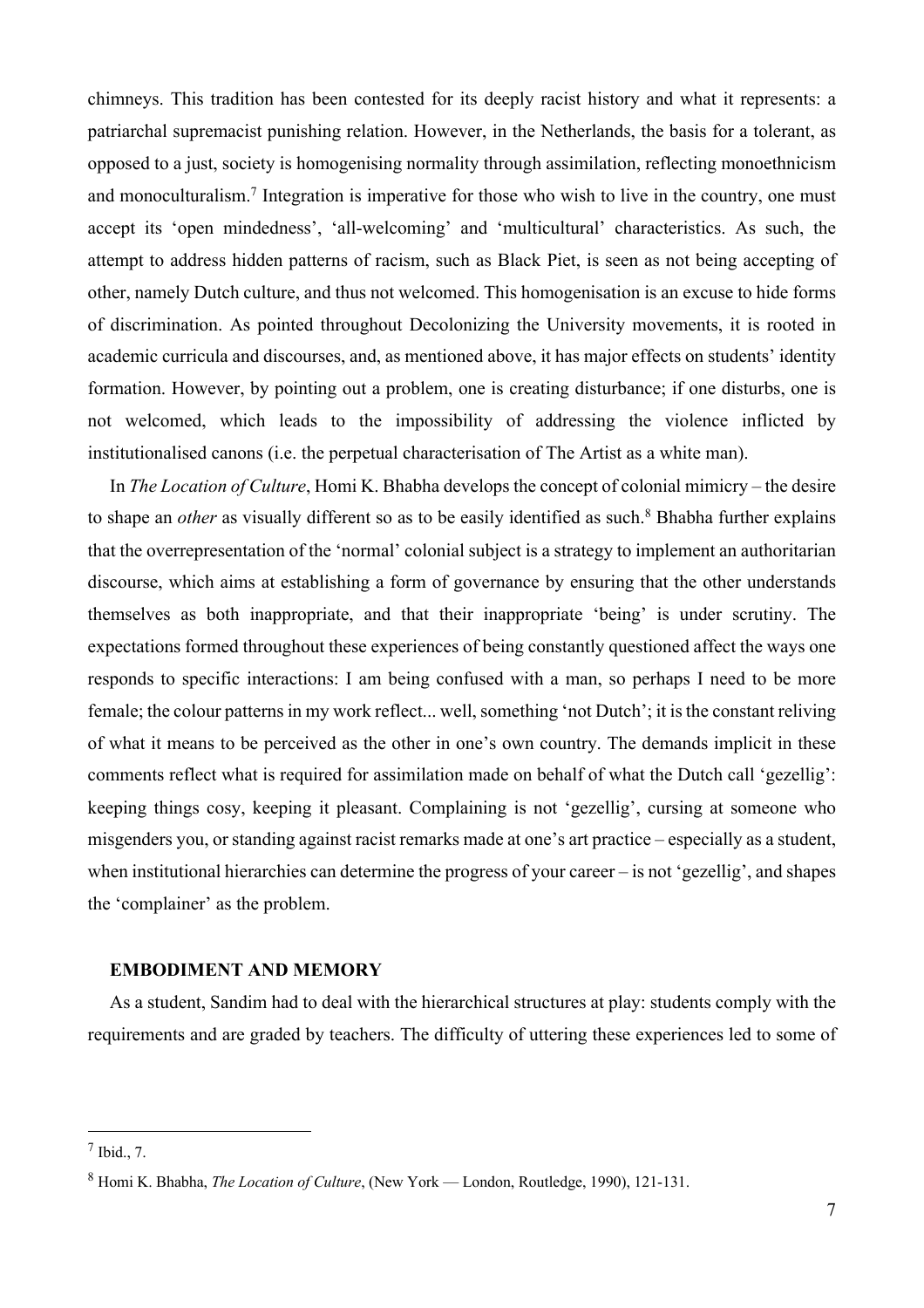chimneys. This tradition has been contested for its deeply racist history and what it represents: a patriarchal supremacist punishing relation. However, in the Netherlands, the basis for a tolerant, as opposed to a just, society is homogenising normality through assimilation, reflecting monoethnicism and monoculturalism.[7] Integration is imperative for those who wish to live in the country, one must accept its 'open mindedness', 'all-welcoming' and 'multicultural' characteristics. As such, the attempt to address hidden patterns of racism, such as Black Piet, is seen as not being accepting of other, namely Dutch culture, and thus not welcomed. This homogenisation is an excuse to hide forms of discrimination. As pointed throughout Decolonizing the University movements, it is rooted in academic curricula and discourses, and, as mentioned above, it has major effects on students' identity formation. However, by pointing out a problem, one is creating disturbance; if one disturbs, one is not welcomed, which leads to the impossibility of addressing the violence inflicted by institutionalised canons (i.e. the perpetual characterisation of The Artist as a white man).

In *The Location of Culture*, Homi K. Bhabha develops the concept of colonial mimicry – the desire to shape an *other* as visually different so as to be easily identified as such.[8] Bhabha further explains that the overrepresentation of the 'normal' colonial subject is a strategy to implement an authoritarian discourse, which aims at establishing a form of governance by ensuring that the other understands themselves as both inappropriate, and that their inappropriate 'being' is under scrutiny. The expectations formed throughout these experiences of being constantly questioned affect the ways one responds to specific interactions: I am being confused with a man, so perhaps I need to be more female; the colour patterns in my work reflect... well, something 'not Dutch'; it is the constant reliving of what it means to be perceived as the other in one's own country. The demands implicit in these comments reflect what is required for assimilation made on behalf of what the Dutch call 'gezellig': keeping things cosy, keeping it pleasant. Complaining is not 'gezellig', cursing at someone who misgenders you, or standing against racist remarks made at one's art practice – especially as a student, when institutional hierarchies can determine the progress of your career – is not 'gezellig', and shapes the 'complainer' as the problem.

## EMBODIMENT AND MEMORY

As a student, Sandim had to deal with the hierarchical structures at play: students comply with the requirements and are graded by teachers. The difficulty of uttering these experiences led to some of

---

[7] Ibid., 7.

[8] Homi K. Bhabha, *The Location of Culture*, (New York — London, Routledge, 1990), 121-131.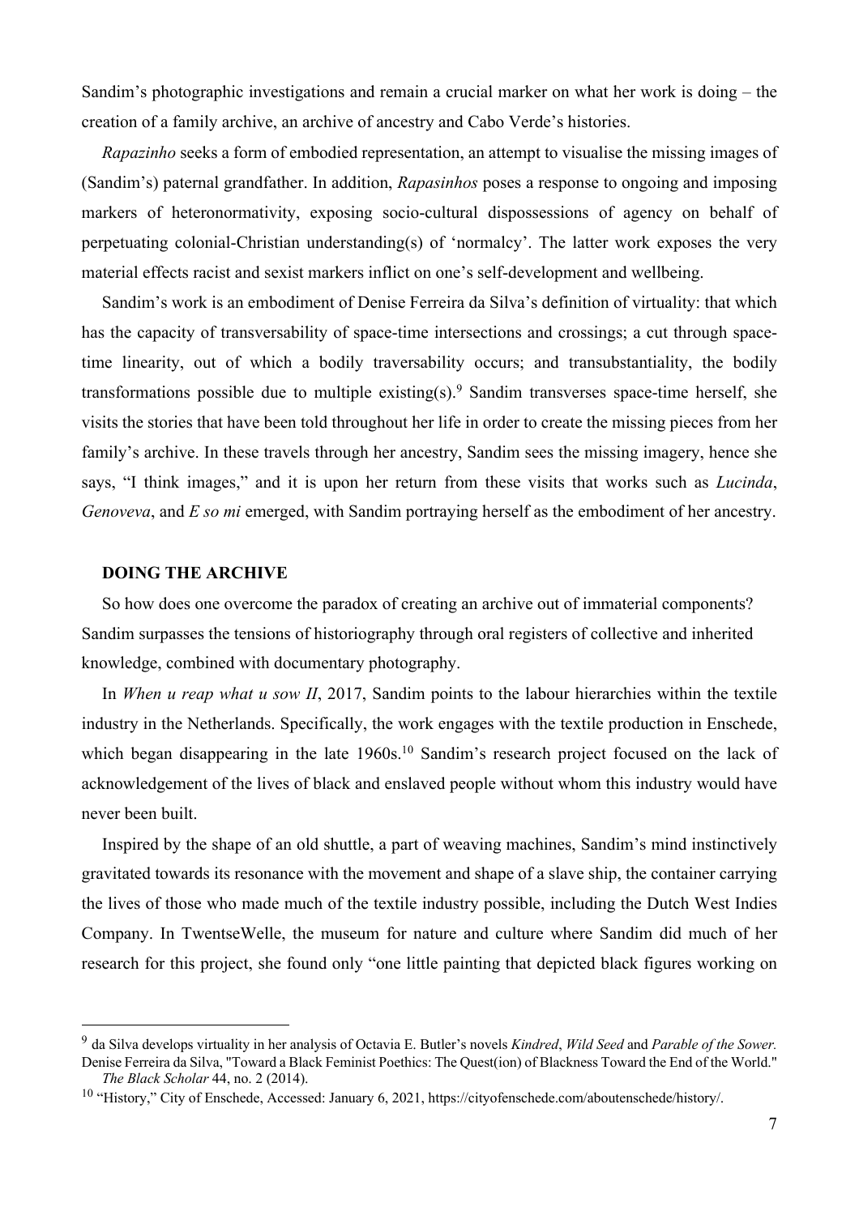Sandim's photographic investigations and remain a crucial marker on what her work is doing – the creation of a family archive, an archive of ancestry and Cabo Verde's histories.

*Rapazinho* seeks a form of embodied representation, an attempt to visualise the missing images of (Sandim's) paternal grandfather. In addition, *Rapasinhos* poses a response to ongoing and imposing markers of heteronormativity, exposing socio-cultural dispossessions of agency on behalf of perpetuating colonial-Christian understanding(s) of 'normalcy'. The latter work exposes the very material effects racist and sexist markers inflict on one's self-development and wellbeing.

Sandim's work is an embodiment of Denise Ferreira da Silva's definition of virtuality: that which has the capacity of transversability of space-time intersections and crossings; a cut through space-time linearity, out of which a bodily traversability occurs; and transubstantiality, the bodily transformations possible due to multiple existing(s).[9] Sandim transverses space-time herself, she visits the stories that have been told throughout her life in order to create the missing pieces from her family's archive. In these travels through her ancestry, Sandim sees the missing imagery, hence she says, "I think images," and it is upon her return from these visits that works such as *Lucinda*, *Genoveva*, and *E so mi* emerged, with Sandim portraying herself as the embodiment of her ancestry.

**DOING THE ARCHIVE**

So how does one overcome the paradox of creating an archive out of immaterial components? Sandim surpasses the tensions of historiography through oral registers of collective and inherited knowledge, combined with documentary photography.

In *When u reap what u sow II*, 2017, Sandim points to the labour hierarchies within the textile industry in the Netherlands. Specifically, the work engages with the textile production in Enschede, which began disappearing in the late 1960s.[10] Sandim's research project focused on the lack of acknowledgement of the lives of black and enslaved people without whom this industry would have never been built.

Inspired by the shape of an old shuttle, a part of weaving machines, Sandim's mind instinctively gravitated towards its resonance with the movement and shape of a slave ship, the container carrying the lives of those who made much of the textile industry possible, including the Dutch West Indies Company. In TwentseWelle, the museum for nature and culture where Sandim did much of her research for this project, she found only "one little painting that depicted black figures working on

---

[9] da Silva develops virtuality in her analysis of Octavia E. Butler's novels *Kindred*, *Wild Seed* and *Parable of the Sower.* Denise Ferreira da Silva, "Toward a Black Feminist Poethics: The Quest(ion) of Blackness Toward the End of the World." *The Black Scholar* 44, no. 2 (2014).

[10] "History," City of Enschede, Accessed: January 6, 2021, https://cityofenschede.com/aboutenschede/history/.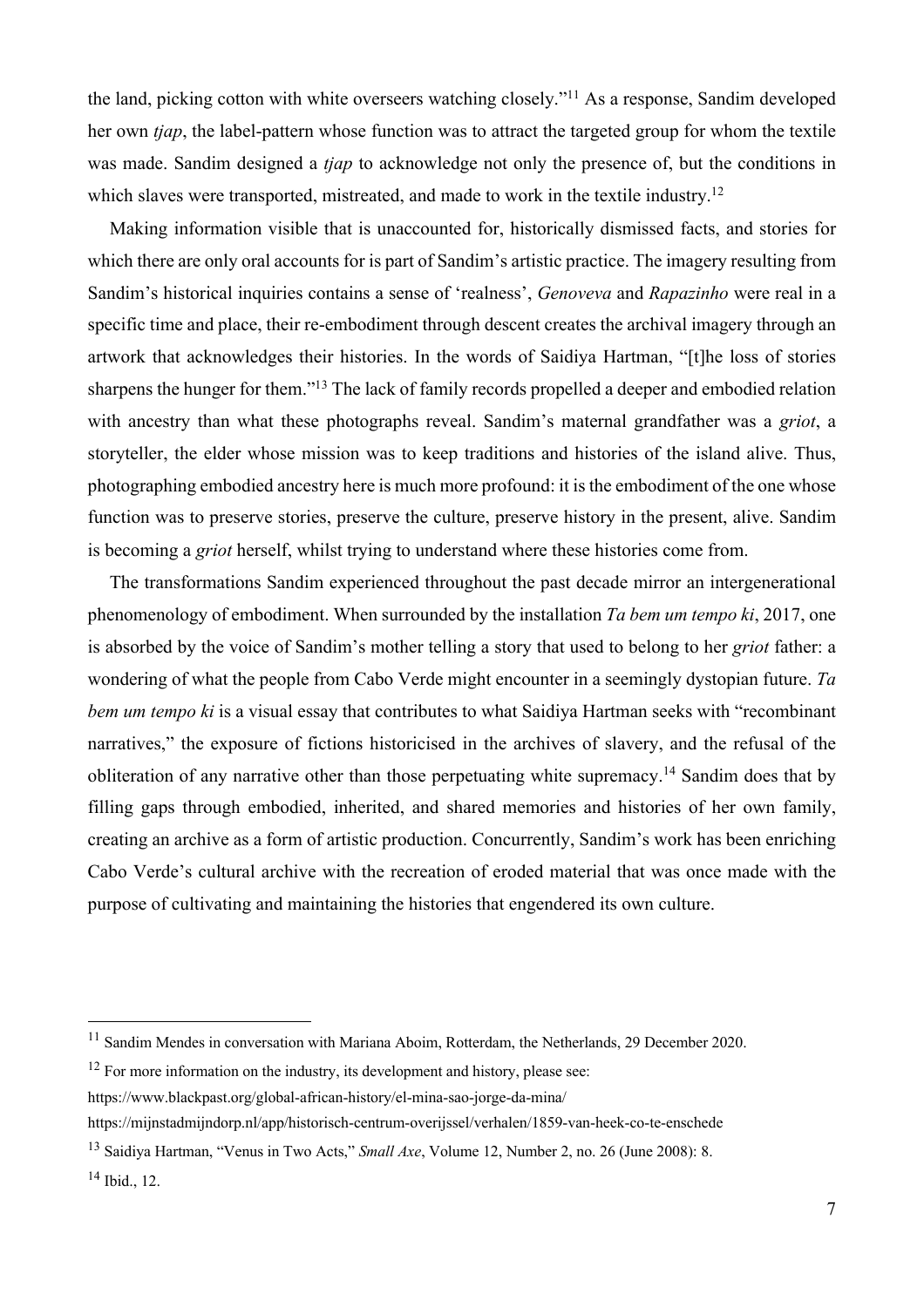the land, picking cotton with white overseers watching closely."[11] As a response, Sandim developed her own *tjap*, the label-pattern whose function was to attract the targeted group for whom the textile was made. Sandim designed a *tjap* to acknowledge not only the presence of, but the conditions in which slaves were transported, mistreated, and made to work in the textile industry.[12]

Making information visible that is unaccounted for, historically dismissed facts, and stories for which there are only oral accounts for is part of Sandim's artistic practice. The imagery resulting from Sandim's historical inquiries contains a sense of 'realness', *Genoveva* and *Rapazinho* were real in a specific time and place, their re-embodiment through descent creates the archival imagery through an artwork that acknowledges their histories. In the words of Saidiya Hartman, "[t]he loss of stories sharpens the hunger for them."[13] The lack of family records propelled a deeper and embodied relation with ancestry than what these photographs reveal. Sandim's maternal grandfather was a *griot*, a storyteller, the elder whose mission was to keep traditions and histories of the island alive. Thus, photographing embodied ancestry here is much more profound: it is the embodiment of the one whose function was to preserve stories, preserve the culture, preserve history in the present, alive. Sandim is becoming a *griot* herself, whilst trying to understand where these histories come from.

The transformations Sandim experienced throughout the past decade mirror an intergenerational phenomenology of embodiment. When surrounded by the installation *Ta bem um tempo ki*, 2017, one is absorbed by the voice of Sandim's mother telling a story that used to belong to her *griot* father: a wondering of what the people from Cabo Verde might encounter in a seemingly dystopian future. *Ta bem um tempo ki* is a visual essay that contributes to what Saidiya Hartman seeks with "recombinant narratives," the exposure of fictions historicised in the archives of slavery, and the refusal of the obliteration of any narrative other than those perpetuating white supremacy.[14] Sandim does that by filling gaps through embodied, inherited, and shared memories and histories of her own family, creating an archive as a form of artistic production. Concurrently, Sandim's work has been enriching Cabo Verde's cultural archive with the recreation of eroded material that was once made with the purpose of cultivating and maintaining the histories that engendered its own culture.

---

[11] Sandim Mendes in conversation with Mariana Aboim, Rotterdam, the Netherlands, 29 December 2020.

[12] For more information on the industry, its development and history, please see:
https://www.blackpast.org/global-african-history/el-mina-sao-jorge-da-mina/
https://mijnstadmijndorp.nl/app/historisch-centrum-overijssel/verhalen/1859-van-heek-co-te-enschede

[13] Saidiya Hartman, "Venus in Two Acts," *Small Axe*, Volume 12, Number 2, no. 26 (June 2008): 8.

[14] Ibid., 12.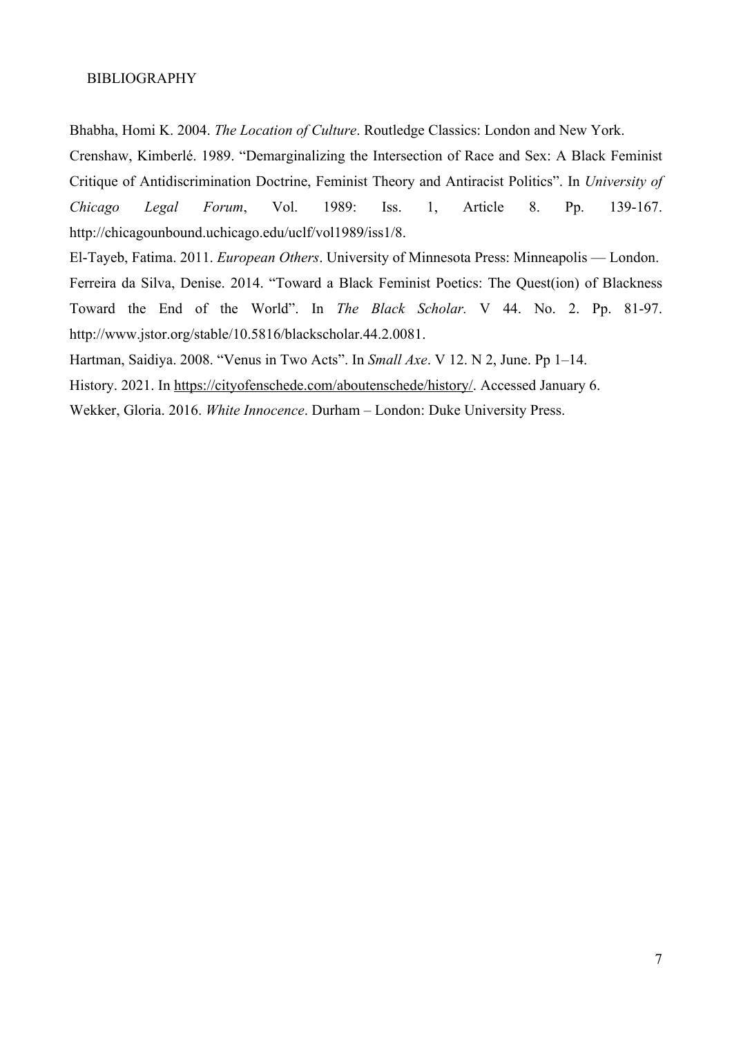# BIBLIOGRAPHY

Bhabha, Homi K. 2004. *The Location of Culture*. Routledge Classics: London and New York.

Crenshaw, Kimberlé. 1989. "Demarginalizing the Intersection of Race and Sex: A Black Feminist Critique of Antidiscrimination Doctrine, Feminist Theory and Antiracist Politics". In *University of Chicago Legal Forum*, Vol. 1989: Iss. 1, Article 8. Pp. 139-167. http://chicagounbound.uchicago.edu/uclf/vol1989/iss1/8.

El-Tayeb, Fatima. 2011. *European Others*. University of Minnesota Press: Minneapolis — London.

Ferreira da Silva, Denise. 2014. "Toward a Black Feminist Poetics: The Quest(ion) of Blackness Toward the End of the World". In *The Black Scholar.* V 44. No. 2. Pp. 81-97. http://www.jstor.org/stable/10.5816/blackscholar.44.2.0081.

Hartman, Saidiya. 2008. "Venus in Two Acts". In *Small Axe*. V 12. N 2, June. Pp 1–14.

History. 2021. In https://cityofenschede.com/aboutenschede/history/. Accessed January 6.

Wekker, Gloria. 2016. *White Innocence*. Durham – London: Duke University Press.